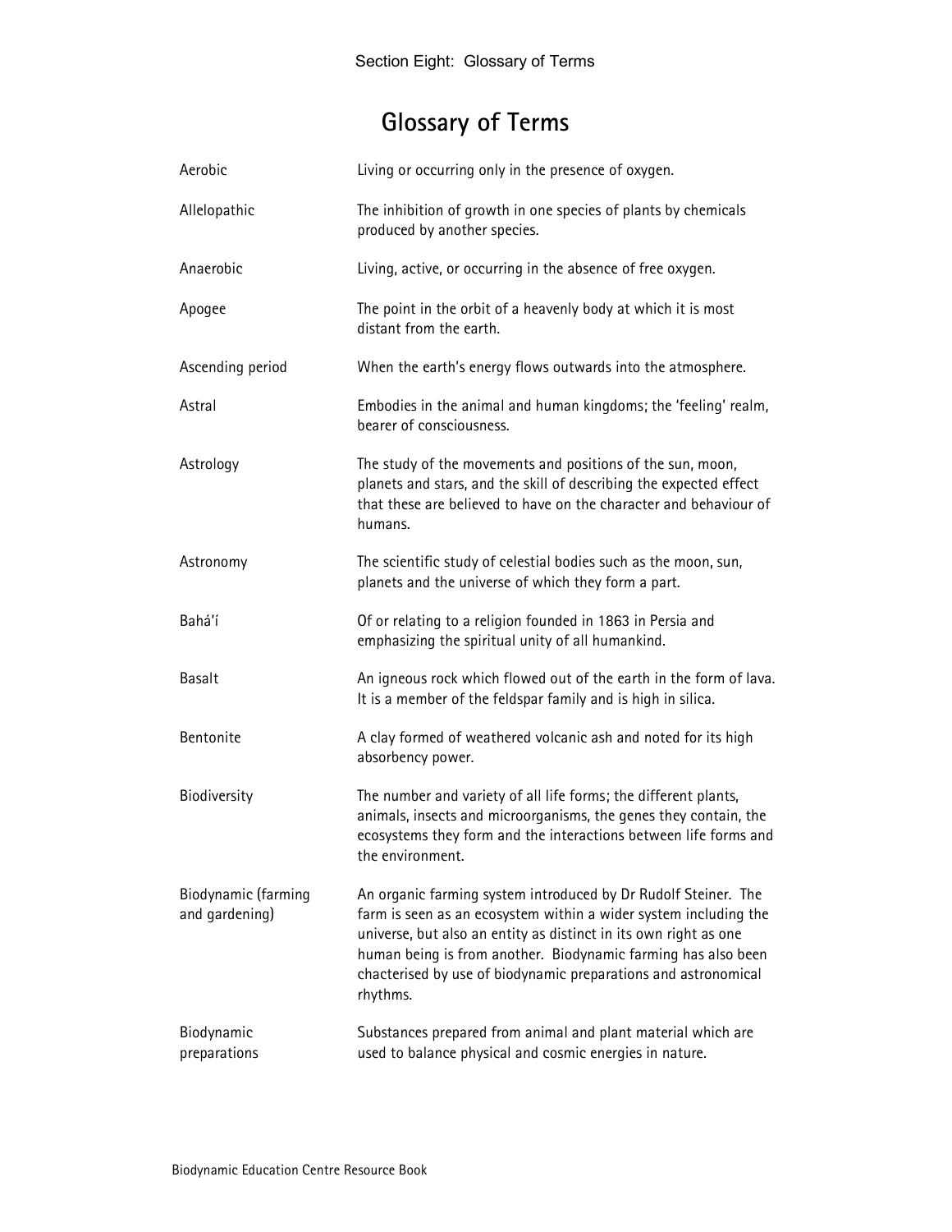# Glossary of Terms

| | |
|---|---|
| Aerobic | Living or occurring only in the presence of oxygen. |
| Allelopathic | The inhibition of growth in one species of plants by chemicals produced by another species. |
| Anaerobic | Living, active, or occurring in the absence of free oxygen. |
| Apogee | The point in the orbit of a heavenly body at which it is most distant from the earth. |
| Ascending period | When the earth's energy flows outwards into the atmosphere. |
| Astral | Embodies in the animal and human kingdoms; the 'feeling' realm, bearer of consciousness. |
| Astrology | The study of the movements and positions of the sun, moon, planets and stars, and the skill of describing the expected effect that these are believed to have on the character and behaviour of humans. |
| Astronomy | The scientific study of celestial bodies such as the moon, sun, planets and the universe of which they form a part. |
| Bahá'í | Of or relating to a religion founded in 1863 in Persia and emphasizing the spiritual unity of all humankind. |
| Basalt | An igneous rock which flowed out of the earth in the form of lava. It is a member of the feldspar family and is high in silica. |
| Bentonite | A clay formed of weathered volcanic ash and noted for its high absorbency power. |
| Biodiversity | The number and variety of all life forms; the different plants, animals, insects and microorganisms, the genes they contain, the ecosystems they form and the interactions between life forms and the environment. |
| Biodynamic (farming and gardening) | An organic farming system introduced by Dr Rudolf Steiner. The farm is seen as an ecosystem within a wider system including the universe, but also an entity as distinct in its own right as one human being is from another. Biodynamic farming has also been chacterised by use of biodynamic preparations and astronomical rhythms. |
| Biodynamic preparations | Substances prepared from animal and plant material which are used to balance physical and cosmic energies in nature. |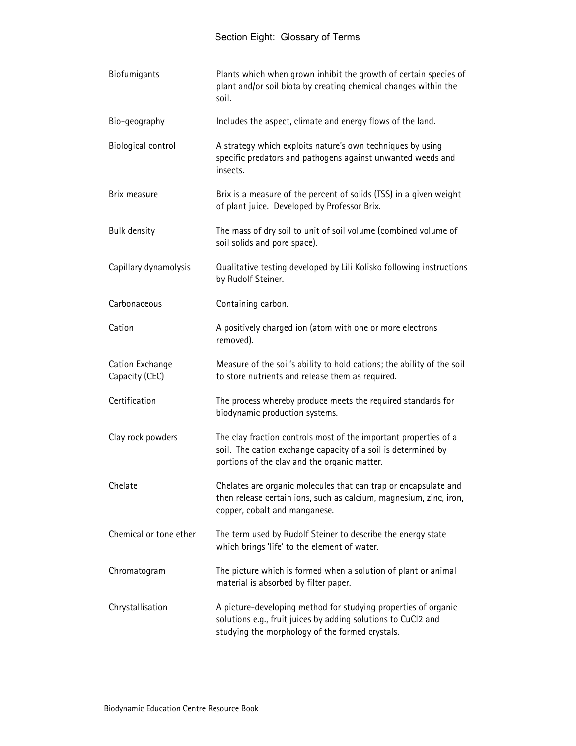## Section Eight: Glossary of Terms

| | |
|---|---|
| Biofumigants | Plants which when grown inhibit the growth of certain species of plant and/or soil biota by creating chemical changes within the soil. |
| Bio-geography | Includes the aspect, climate and energy flows of the land. |
| Biological control | A strategy which exploits nature's own techniques by using specific predators and pathogens against unwanted weeds and insects. |
| Brix measure | Brix is a measure of the percent of solids (TSS) in a given weight of plant juice. Developed by Professor Brix. |
| Bulk density | The mass of dry soil to unit of soil volume (combined volume of soil solids and pore space). |
| Capillary dynamolysis | Qualitative testing developed by Lili Kolisko following instructions by Rudolf Steiner. |
| Carbonaceous | Containing carbon. |
| Cation | A positively charged ion (atom with one or more electrons removed). |
| Cation Exchange Capacity (CEC) | Measure of the soil's ability to hold cations; the ability of the soil to store nutrients and release them as required. |
| Certification | The process whereby produce meets the required standards for biodynamic production systems. |
| Clay rock powders | The clay fraction controls most of the important properties of a soil. The cation exchange capacity of a soil is determined by portions of the clay and the organic matter. |
| Chelate | Chelates are organic molecules that can trap or encapsulate and then release certain ions, such as calcium, magnesium, zinc, iron, copper, cobalt and manganese. |
| Chemical or tone ether | The term used by Rudolf Steiner to describe the energy state which brings 'life' to the element of water. |
| Chromatogram | The picture which is formed when a solution of plant or animal material is absorbed by filter paper. |
| Chrystallisation | A picture-developing method for studying properties of organic solutions e.g., fruit juices by adding solutions to $CuCl_2$ and studying the morphology of the formed crystals. |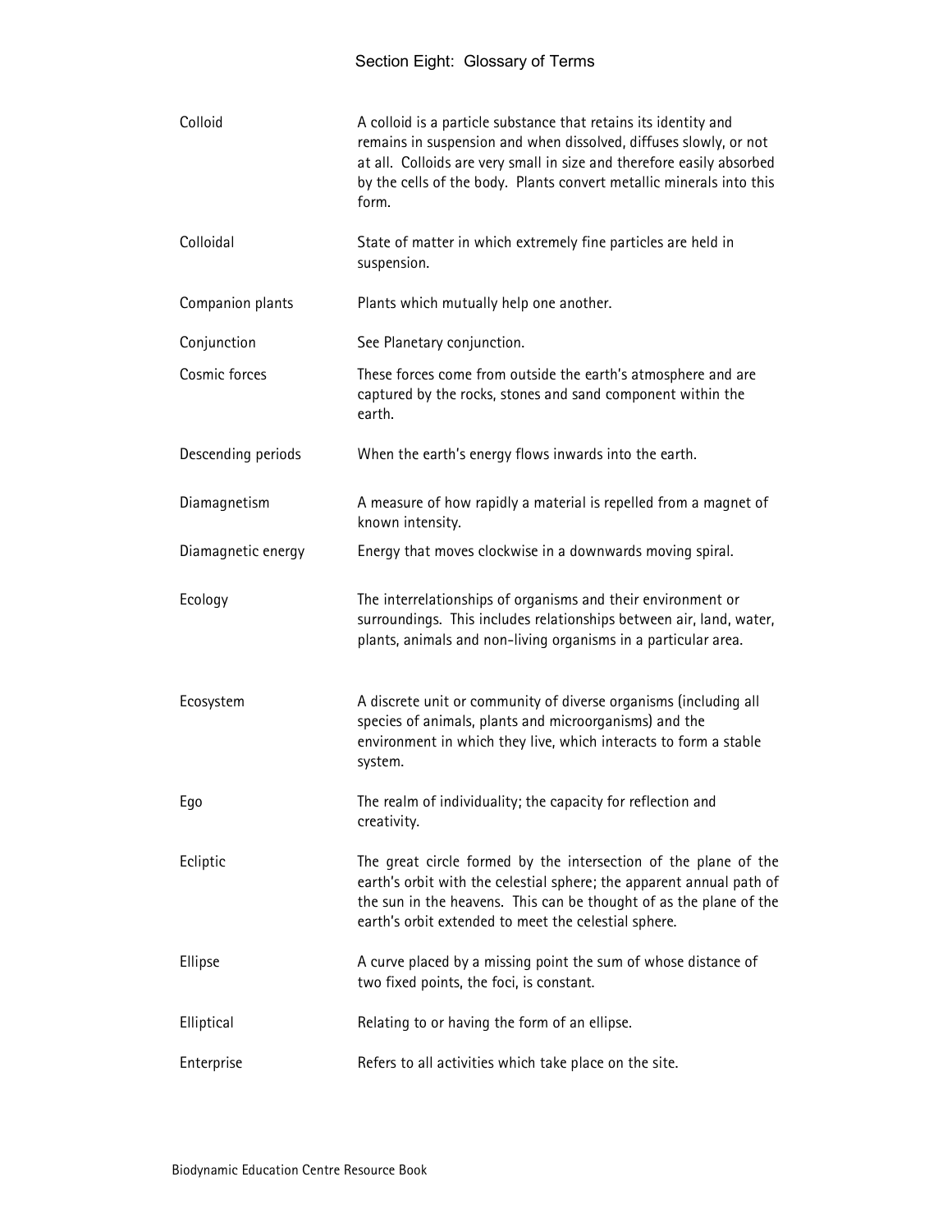# Section Eight: Glossary of Terms

| Term | Definition |
|---|---|
| Colloid | A colloid is a particle substance that retains its identity and remains in suspension and when dissolved, diffuses slowly, or not at all. Colloids are very small in size and therefore easily absorbed by the cells of the body. Plants convert metallic minerals into this form. |
| Colloidal | State of matter in which extremely fine particles are held in suspension. |
| Companion plants | Plants which mutually help one another. |
| Conjunction | See Planetary conjunction. |
| Cosmic forces | These forces come from outside the earth's atmosphere and are captured by the rocks, stones and sand component within the earth. |
| Descending periods | When the earth's energy flows inwards into the earth. |
| Diamagnetism | A measure of how rapidly a material is repelled from a magnet of known intensity. |
| Diamagnetic energy | Energy that moves clockwise in a downwards moving spiral. |
| Ecology | The interrelationships of organisms and their environment or surroundings. This includes relationships between air, land, water, plants, animals and non-living organisms in a particular area. |
| Ecosystem | A discrete unit or community of diverse organisms (including all species of animals, plants and microorganisms) and the environment in which they live, which interacts to form a stable system. |
| Ego | The realm of individuality; the capacity for reflection and creativity. |
| Ecliptic | The great circle formed by the intersection of the plane of the earth's orbit with the celestial sphere; the apparent annual path of the sun in the heavens. This can be thought of as the plane of the earth's orbit extended to meet the celestial sphere. |
| Ellipse | A curve placed by a missing point the sum of whose distance of two fixed points, the foci, is constant. |
| Elliptical | Relating to or having the form of an ellipse. |
| Enterprise | Refers to all activities which take place on the site. |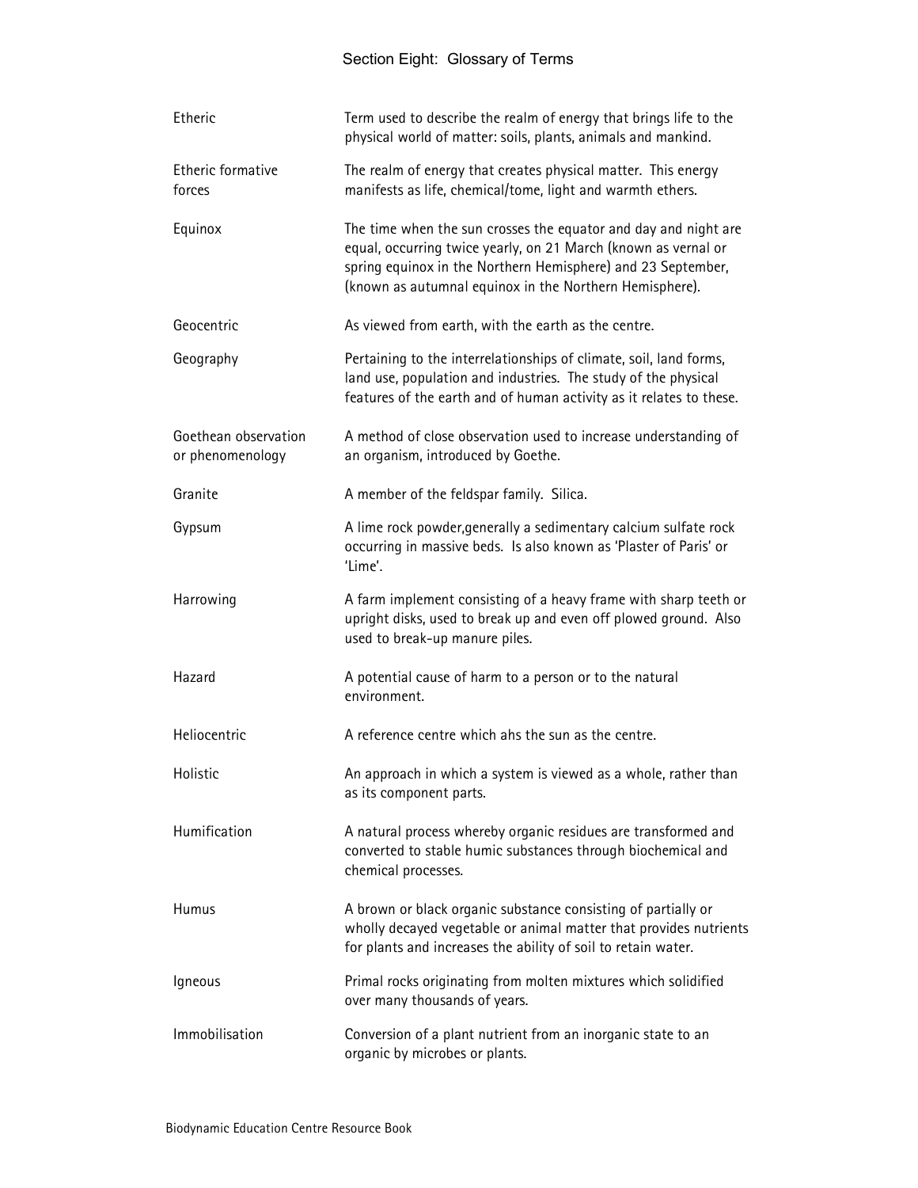# Section Eight: Glossary of Terms

| | |
|---|---|
| Etheric | Term used to describe the realm of energy that brings life to the physical world of matter: soils, plants, animals and mankind. |
| Etheric formative forces | The realm of energy that creates physical matter. This energy manifests as life, chemical/tome, light and warmth ethers. |
| Equinox | The time when the sun crosses the equator and day and night are equal, occurring twice yearly, on 21 March (known as vernal or spring equinox in the Northern Hemisphere) and 23 September, (known as autumnal equinox in the Northern Hemisphere). |
| Geocentric | As viewed from earth, with the earth as the centre. |
| Geography | Pertaining to the interrelationships of climate, soil, land forms, land use, population and industries. The study of the physical features of the earth and of human activity as it relates to these. |
| Goethean observation or phenomenology | A method of close observation used to increase understanding of an organism, introduced by Goethe. |
| Granite | A member of the feldspar family. Silica. |
| Gypsum | A lime rock powder,generally a sedimentary calcium sulfate rock occurring in massive beds. Is also known as 'Plaster of Paris' or 'Lime'. |
| Harrowing | A farm implement consisting of a heavy frame with sharp teeth or upright disks, used to break up and even off plowed ground. Also used to break-up manure piles. |
| Hazard | A potential cause of harm to a person or to the natural environment. |
| Heliocentric | A reference centre which ahs the sun as the centre. |
| Holistic | An approach in which a system is viewed as a whole, rather than as its component parts. |
| Humification | A natural process whereby organic residues are transformed and converted to stable humic substances through biochemical and chemical processes. |
| Humus | A brown or black organic substance consisting of partially or wholly decayed vegetable or animal matter that provides nutrients for plants and increases the ability of soil to retain water. |
| Igneous | Primal rocks originating from molten mixtures which solidified over many thousands of years. |
| Immobilisation | Conversion of a plant nutrient from an inorganic state to an organic by microbes or plants. |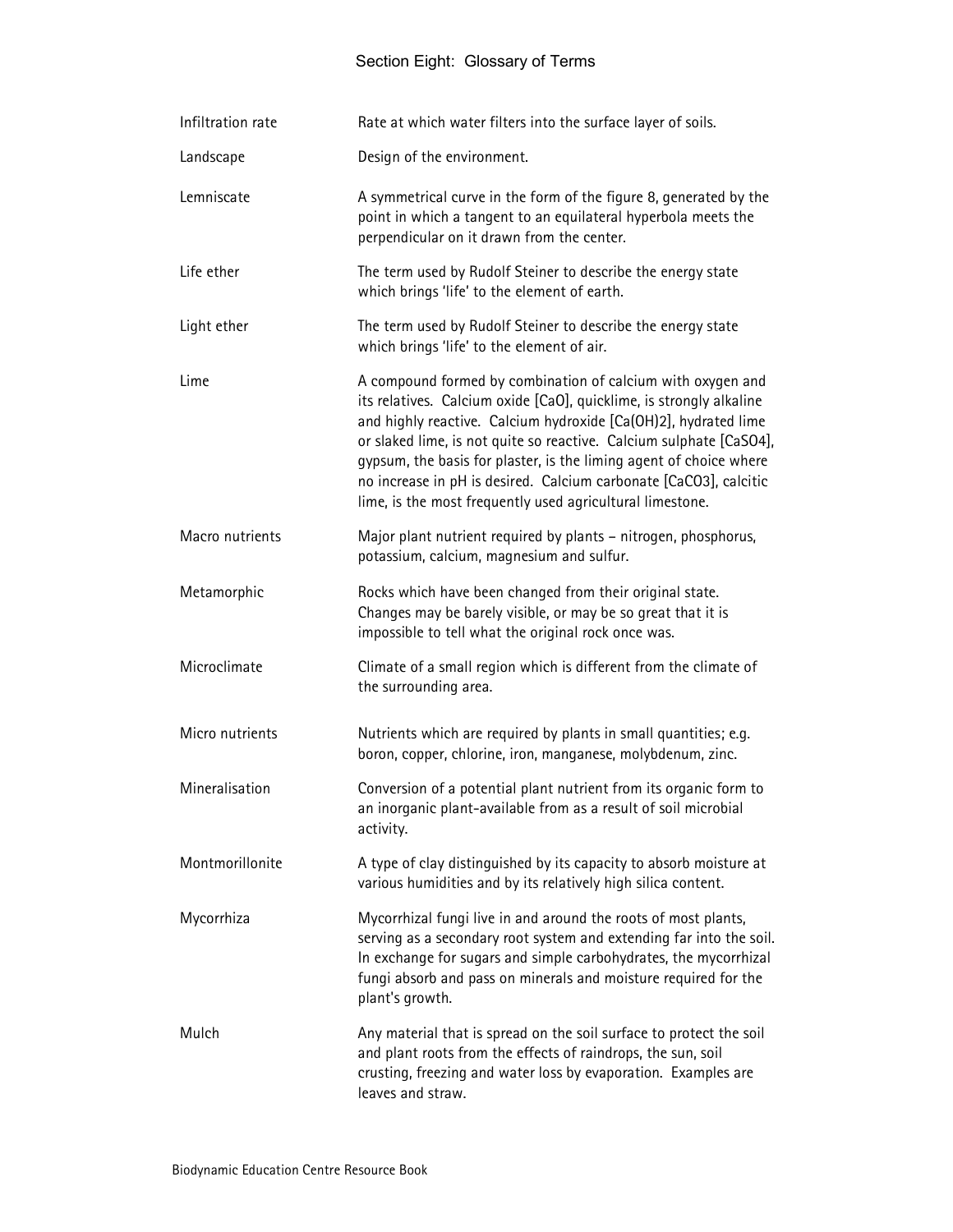# Section Eight: Glossary of Terms

| Term | Definition |
| --- | --- |
| Infiltration rate | Rate at which water filters into the surface layer of soils. |
| Landscape | Design of the environment. |
| Lemniscate | A symmetrical curve in the form of the figure 8, generated by the point in which a tangent to an equilateral hyperbola meets the perpendicular on it drawn from the center. |
| Life ether | The term used by Rudolf Steiner to describe the energy state which brings 'life' to the element of earth. |
| Light ether | The term used by Rudolf Steiner to describe the energy state which brings 'life' to the element of air. |
| Lime | A compound formed by combination of calcium with oxygen and its relatives. Calcium oxide [$CaO$], quicklime, is strongly alkaline and highly reactive. Calcium hydroxide [$Ca(OH)_2$], hydrated lime or slaked lime, is not quite so reactive. Calcium sulphate [$CaSO_4$], gypsum, the basis for plaster, is the liming agent of choice where no increase in pH is desired. Calcium carbonate [$CaCO_3$], calcitic lime, is the most frequently used agricultural limestone. |
| Macro nutrients | Major plant nutrient required by plants – nitrogen, phosphorus, potassium, calcium, magnesium and sulfur. |
| Metamorphic | Rocks which have been changed from their original state. Changes may be barely visible, or may be so great that it is impossible to tell what the original rock once was. |
| Microclimate | Climate of a small region which is different from the climate of the surrounding area. |
| Micro nutrients | Nutrients which are required by plants in small quantities; e.g. boron, copper, chlorine, iron, manganese, molybdenum, zinc. |
| Mineralisation | Conversion of a potential plant nutrient from its organic form to an inorganic plant-available from as a result of soil microbial activity. |
| Montmorillonite | A type of clay distinguished by its capacity to absorb moisture at various humidities and by its relatively high silica content. |
| Mycorrhiza | Mycorrhizal fungi live in and around the roots of most plants, serving as a secondary root system and extending far into the soil. In exchange for sugars and simple carbohydrates, the mycorrhizal fungi absorb and pass on minerals and moisture required for the plant's growth. |
| Mulch | Any material that is spread on the soil surface to protect the soil and plant roots from the effects of raindrops, the sun, soil crusting, freezing and water loss by evaporation. Examples are leaves and straw. |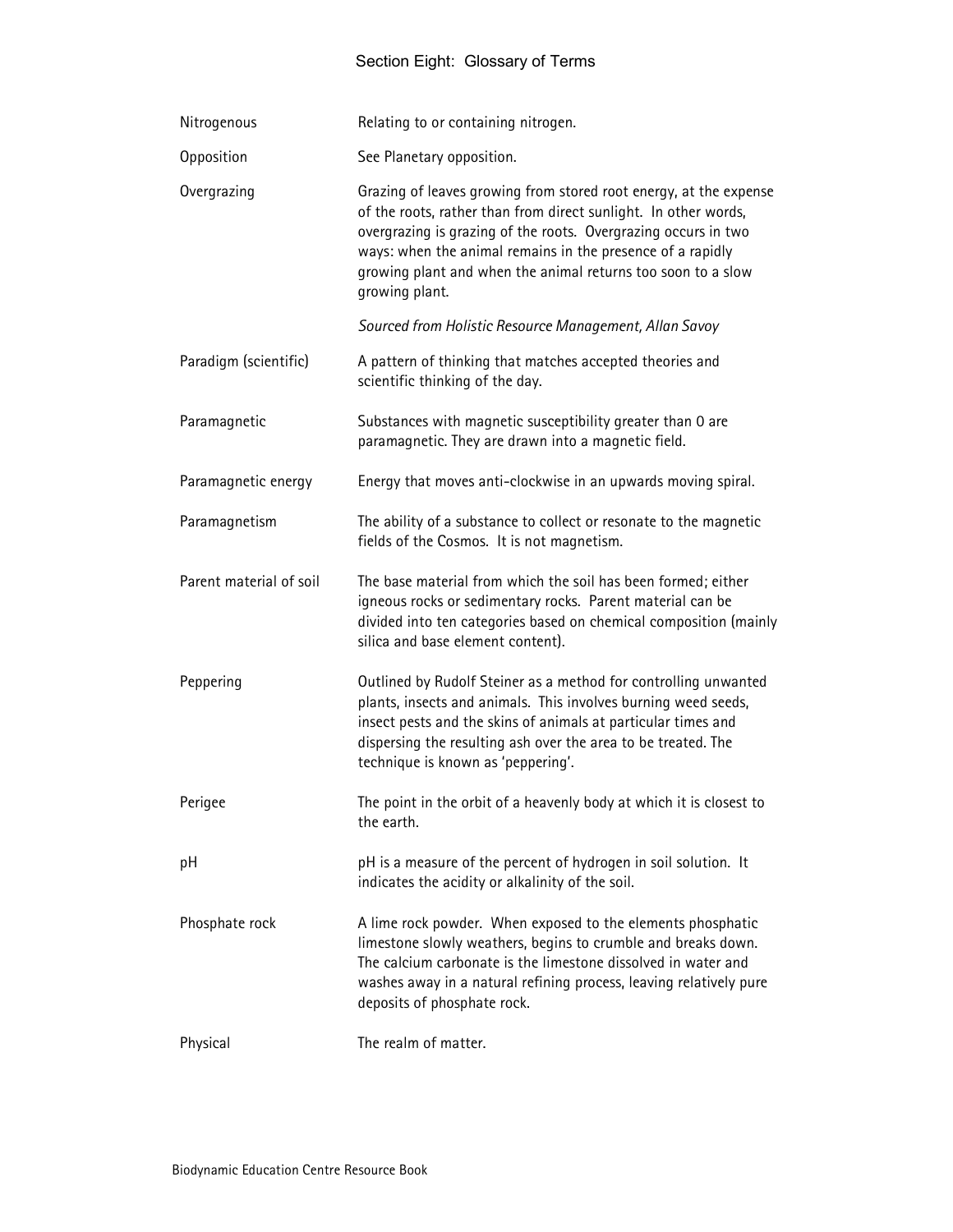# Section Eight: Glossary of Terms

| | |
|---|---|
| Nitrogenous | Relating to or containing nitrogen. |
| Opposition | See Planetary opposition. |
| Overgrazing | Grazing of leaves growing from stored root energy, at the expense of the roots, rather than from direct sunlight. In other words, overgrazing is grazing of the roots. Overgrazing occurs in two ways: when the animal remains in the presence of a rapidly growing plant and when the animal returns too soon to a slow growing plant.<br><br>*Sourced from Holistic Resource Management, Allan Savoy* |
| Paradigm (scientific) | A pattern of thinking that matches accepted theories and scientific thinking of the day. |
| Paramagnetic | Substances with magnetic susceptibility greater than 0 are paramagnetic. They are drawn into a magnetic field. |
| Paramagnetic energy | Energy that moves anti-clockwise in an upwards moving spiral. |
| Paramagnetism | The ability of a substance to collect or resonate to the magnetic fields of the Cosmos. It is not magnetism. |
| Parent material of soil | The base material from which the soil has been formed; either igneous rocks or sedimentary rocks. Parent material can be divided into ten categories based on chemical composition (mainly silica and base element content). |
| Peppering | Outlined by Rudolf Steiner as a method for controlling unwanted plants, insects and animals. This involves burning weed seeds, insect pests and the skins of animals at particular times and dispersing the resulting ash over the area to be treated. The technique is known as 'peppering'. |
| Perigee | The point in the orbit of a heavenly body at which it is closest to the earth. |
| pH | pH is a measure of the percent of hydrogen in soil solution. It indicates the acidity or alkalinity of the soil. |
| Phosphate rock | A lime rock powder. When exposed to the elements phosphatic limestone slowly weathers, begins to crumble and breaks down. The calcium carbonate is the limestone dissolved in water and washes away in a natural refining process, leaving relatively pure deposits of phosphate rock. |
| Physical | The realm of matter. |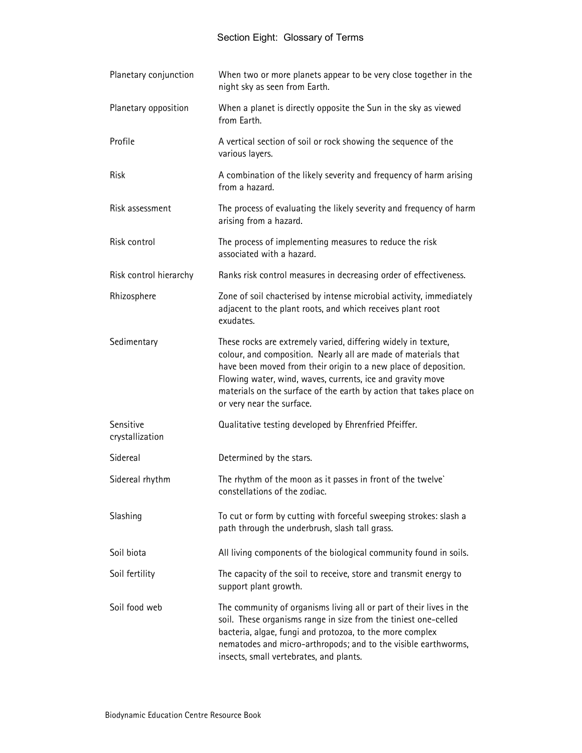## Section Eight: Glossary of Terms

| Term | Definition |
|---|---|
| Planetary conjunction | When two or more planets appear to be very close together in the night sky as seen from Earth. |
| Planetary opposition | When a planet is directly opposite the Sun in the sky as viewed from Earth. |
| Profile | A vertical section of soil or rock showing the sequence of the various layers. |
| Risk | A combination of the likely severity and frequency of harm arising from a hazard. |
| Risk assessment | The process of evaluating the likely severity and frequency of harm arising from a hazard. |
| Risk control | The process of implementing measures to reduce the risk associated with a hazard. |
| Risk control hierarchy | Ranks risk control measures in decreasing order of effectiveness. |
| Rhizosphere | Zone of soil chacterised by intense microbial activity, immediately adjacent to the plant roots, and which receives plant root exudates. |
| Sedimentary | These rocks are extremely varied, differing widely in texture, colour, and composition. Nearly all are made of materials that have been moved from their origin to a new place of deposition. Flowing water, wind, waves, currents, ice and gravity move materials on the surface of the earth by action that takes place on or very near the surface. |
| Sensitive crystallization | Qualitative testing developed by Ehrenfried Pfeiffer. |
| Sidereal | Determined by the stars. |
| Sidereal rhythm | The rhythm of the moon as it passes in front of the twelve` constellations of the zodiac. |
| Slashing | To cut or form by cutting with forceful sweeping strokes: slash a path through the underbrush, slash tall grass. |
| Soil biota | All living components of the biological community found in soils. |
| Soil fertility | The capacity of the soil to receive, store and transmit energy to support plant growth. |
| Soil food web | The community of organisms living all or part of their lives in the soil. These organisms range in size from the tiniest one-celled bacteria, algae, fungi and protozoa, to the more complex nematodes and micro-arthropods; and to the visible earthworms, insects, small vertebrates, and plants. |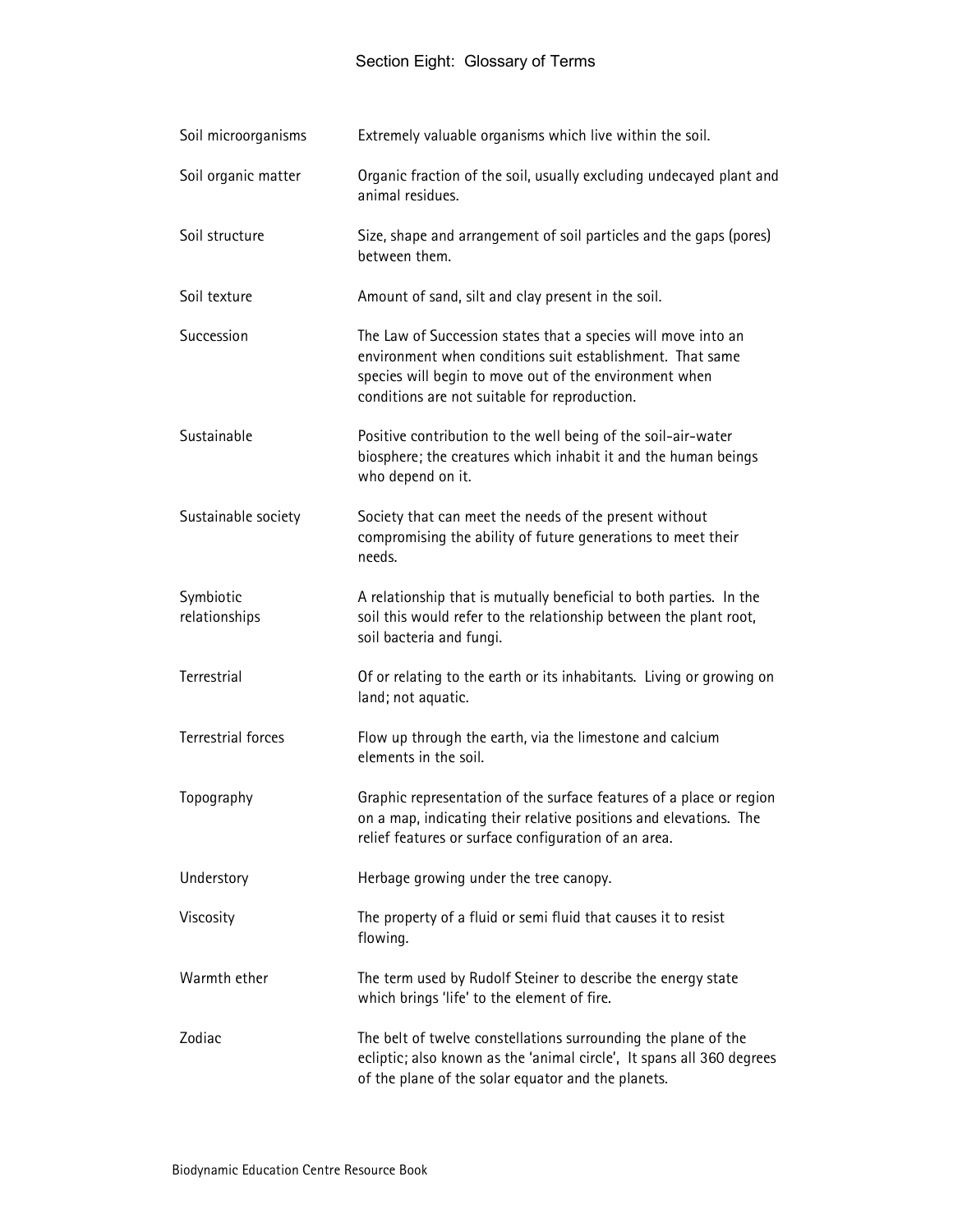# Section Eight: Glossary of Terms

| | |
|---|---|
| Soil microorganisms | Extremely valuable organisms which live within the soil. |
| Soil organic matter | Organic fraction of the soil, usually excluding undecayed plant and animal residues. |
| Soil structure | Size, shape and arrangement of soil particles and the gaps (pores) between them. |
| Soil texture | Amount of sand, silt and clay present in the soil. |
| Succession | The Law of Succession states that a species will move into an environment when conditions suit establishment. That same species will begin to move out of the environment when conditions are not suitable for reproduction. |
| Sustainable | Positive contribution to the well being of the soil-air-water biosphere; the creatures which inhabit it and the human beings who depend on it. |
| Sustainable society | Society that can meet the needs of the present without compromising the ability of future generations to meet their needs. |
| Symbiotic relationships | A relationship that is mutually beneficial to both parties. In the soil this would refer to the relationship between the plant root, soil bacteria and fungi. |
| Terrestrial | Of or relating to the earth or its inhabitants. Living or growing on land; not aquatic. |
| Terrestrial forces | Flow up through the earth, via the limestone and calcium elements in the soil. |
| Topography | Graphic representation of the surface features of a place or region on a map, indicating their relative positions and elevations. The relief features or surface configuration of an area. |
| Understory | Herbage growing under the tree canopy. |
| Viscosity | The property of a fluid or semi fluid that causes it to resist flowing. |
| Warmth ether | The term used by Rudolf Steiner to describe the energy state which brings 'life' to the element of fire. |
| Zodiac | The belt of twelve constellations surrounding the plane of the ecliptic; also known as the 'animal circle', It spans all 360 degrees of the plane of the solar equator and the planets. |